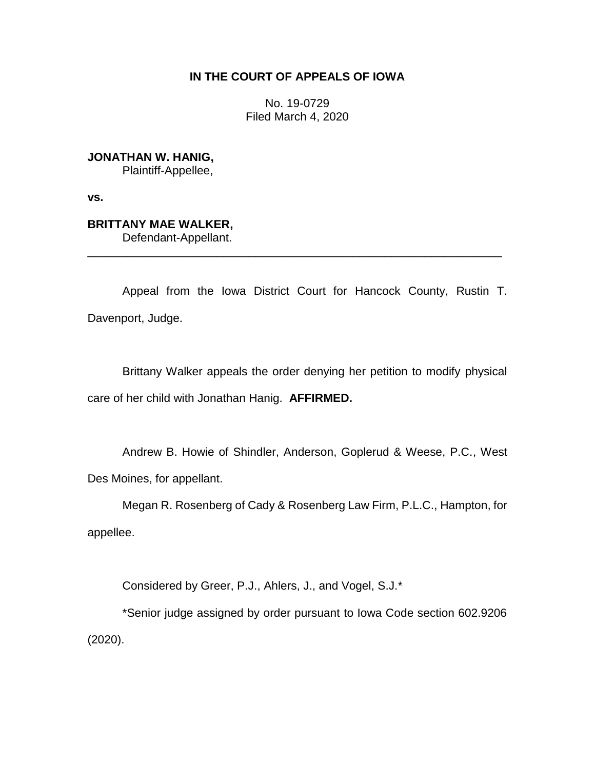**IN THE COURT OF APPEALS OF IOWA**

No. 19-0729
Filed March 4, 2020

**JONATHAN W. HANIG,**
Plaintiff-Appellee,

**vs.**

**BRITTANY MAE WALKER,**
Defendant-Appellant.

---

Appeal from the Iowa District Court for Hancock County, Rustin T. Davenport, Judge.

Brittany Walker appeals the order denying her petition to modify physical care of her child with Jonathan Hanig. **AFFIRMED.**

Andrew B. Howie of Shindler, Anderson, Goplerud & Weese, P.C., West Des Moines, for appellant.

Megan R. Rosenberg of Cady & Rosenberg Law Firm, P.L.C., Hampton, for appellee.

Considered by Greer, P.J., Ahlers, J., and Vogel, S.J.*

*Senior judge assigned by order pursuant to Iowa Code section 602.9206 (2020).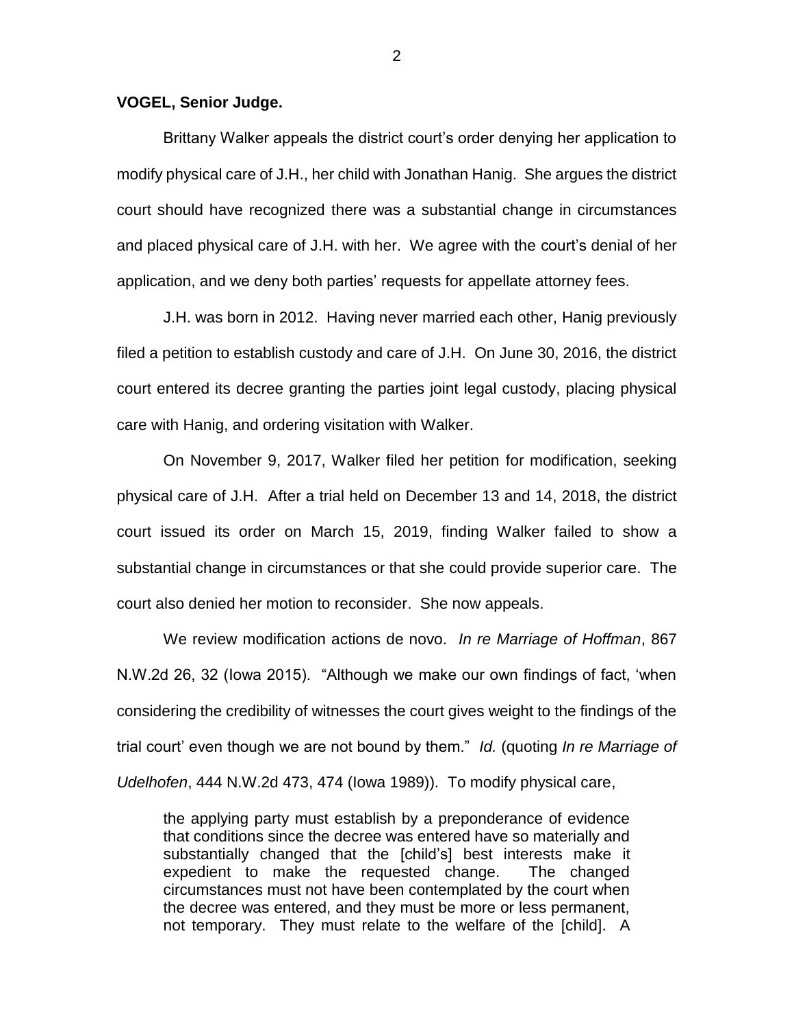**VOGEL, Senior Judge.**

Brittany Walker appeals the district court's order denying her application to modify physical care of J.H., her child with Jonathan Hanig. She argues the district court should have recognized there was a substantial change in circumstances and placed physical care of J.H. with her. We agree with the court's denial of her application, and we deny both parties' requests for appellate attorney fees.

J.H. was born in 2012. Having never married each other, Hanig previously filed a petition to establish custody and care of J.H. On June 30, 2016, the district court entered its decree granting the parties joint legal custody, placing physical care with Hanig, and ordering visitation with Walker.

On November 9, 2017, Walker filed her petition for modification, seeking physical care of J.H. After a trial held on December 13 and 14, 2018, the district court issued its order on March 15, 2019, finding Walker failed to show a substantial change in circumstances or that she could provide superior care. The court also denied her motion to reconsider. She now appeals.

We review modification actions de novo. *In re Marriage of Hoffman*, 867 N.W.2d 26, 32 (Iowa 2015). "Although we make our own findings of fact, 'when considering the credibility of witnesses the court gives weight to the findings of the trial court' even though we are not bound by them." *Id.* (quoting *In re Marriage of Udelhofen*, 444 N.W.2d 473, 474 (Iowa 1989)). To modify physical care,

> the applying party must establish by a preponderance of evidence that conditions since the decree was entered have so materially and substantially changed that the [child's] best interests make it expedient to make the requested change. The changed circumstances must not have been contemplated by the court when the decree was entered, and they must be more or less permanent, not temporary. They must relate to the welfare of the [child]. A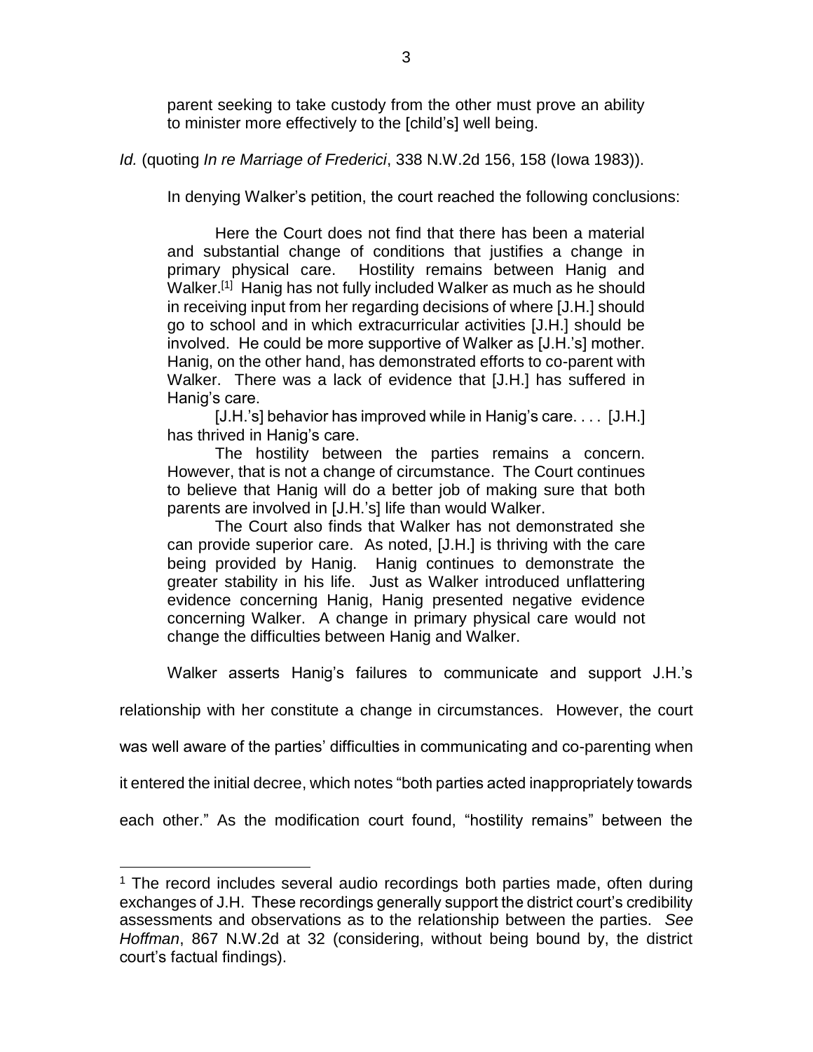parent seeking to take custody from the other must prove an ability to minister more effectively to the [child's] well being.

*Id.* (quoting *In re Marriage of Frederici*, 338 N.W.2d 156, 158 (Iowa 1983)).

In denying Walker's petition, the court reached the following conclusions:

> Here the Court does not find that there has been a material and substantial change of conditions that justifies a change in primary physical care. Hostility remains between Hanig and Walker.[1] Hanig has not fully included Walker as much as he should in receiving input from her regarding decisions of where [J.H.] should go to school and in which extracurricular activities [J.H.] should be involved. He could be more supportive of Walker as [J.H.'s] mother. Hanig, on the other hand, has demonstrated efforts to co-parent with Walker. There was a lack of evidence that [J.H.] has suffered in Hanig's care.
>
> [J.H.'s] behavior has improved while in Hanig's care. . . . [J.H.] has thrived in Hanig's care.
>
> The hostility between the parties remains a concern. However, that is not a change of circumstance. The Court continues to believe that Hanig will do a better job of making sure that both parents are involved in [J.H.'s] life than would Walker.
>
> The Court also finds that Walker has not demonstrated she can provide superior care. As noted, [J.H.] is thriving with the care being provided by Hanig. Hanig continues to demonstrate the greater stability in his life. Just as Walker introduced unflattering evidence concerning Hanig, Hanig presented negative evidence concerning Walker. A change in primary physical care would not change the difficulties between Hanig and Walker.

Walker asserts Hanig's failures to communicate and support J.H.'s relationship with her constitute a change in circumstances. However, the court was well aware of the parties' difficulties in communicating and co-parenting when it entered the initial decree, which notes "both parties acted inappropriately towards each other." As the modification court found, "hostility remains" between the

---

[1] The record includes several audio recordings both parties made, often during exchanges of J.H. These recordings generally support the district court's credibility assessments and observations as to the relationship between the parties. *See Hoffman*, 867 N.W.2d at 32 (considering, without being bound by, the district court's factual findings).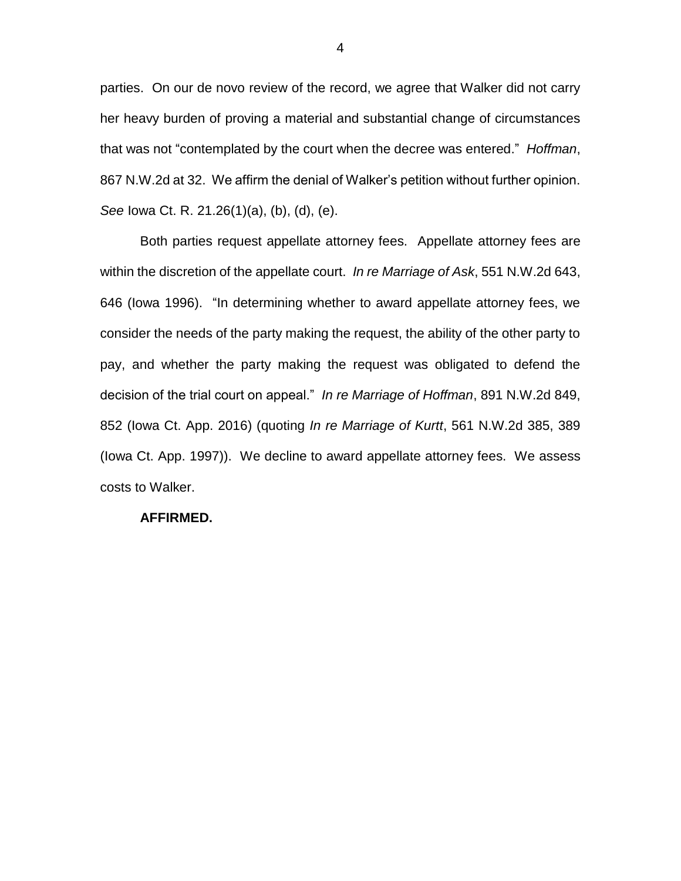parties. On our de novo review of the record, we agree that Walker did not carry her heavy burden of proving a material and substantial change of circumstances that was not "contemplated by the court when the decree was entered." *Hoffman*, 867 N.W.2d at 32. We affirm the denial of Walker's petition without further opinion. *See* Iowa Ct. R. 21.26(1)(a), (b), (d), (e).

Both parties request appellate attorney fees. Appellate attorney fees are within the discretion of the appellate court. *In re Marriage of Ask*, 551 N.W.2d 643, 646 (Iowa 1996). "In determining whether to award appellate attorney fees, we consider the needs of the party making the request, the ability of the other party to pay, and whether the party making the request was obligated to defend the decision of the trial court on appeal." *In re Marriage of Hoffman*, 891 N.W.2d 849, 852 (Iowa Ct. App. 2016) (quoting *In re Marriage of Kurtt*, 561 N.W.2d 385, 389 (Iowa Ct. App. 1997)). We decline to award appellate attorney fees. We assess costs to Walker.

**AFFIRMED.**